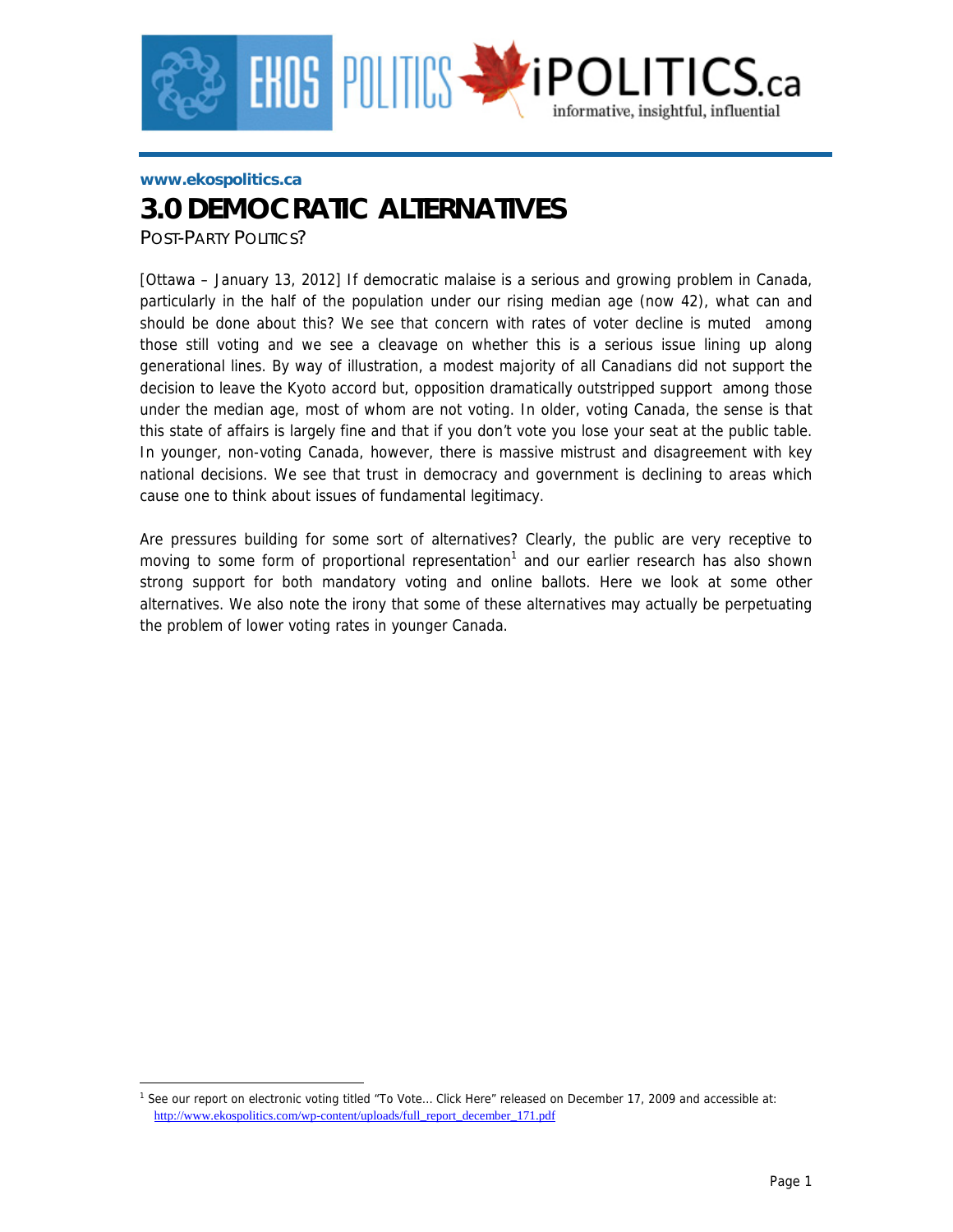www.ekospolitics.ca

# 3.0 DEMOCRATIC ALTERNATIVES

POST-PARTY POLITICS?

[Ottawa – January 13, 2012] If democratic malaise is a serious and growing problem in Canada, particularly in the half of the population under our rising median age (now 42), what can and should be done about this? We see that concern with rates of voter decline is muted among those still voting and we see a cleavage on whether this is a serious issue lining up along generational lines. By way of illustration, a modest majority of all Canadians did not support the decision to leave the Kyoto accord but, opposition dramatically outstripped support among those under the median age, most of whom are not voting. In older, voting Canada, the sense is that this state of affairs is largely fine and that if you don't vote you lose your seat at the public table. In younger, non-voting Canada, however, there is massive mistrust and disagreement with key national decisions. We see that trust in democracy and government is declining to areas which cause one to think about issues of fundamental legitimacy.

Are pressures building for some sort of alternatives? Clearly, the public are very receptive to moving to some form of proportional representation[1] and our earlier research has also shown strong support for both mandatory voting and online ballots. Here we look at some other alternatives. We also note the irony that some of these alternatives may actually be perpetuating the problem of lower voting rates in younger Canada.

[1] See our report on electronic voting titled "To Vote… Click Here" released on December 17, 2009 and accessible at: http://www.ekospolitics.com/wp-content/uploads/full_report_december_171.pdf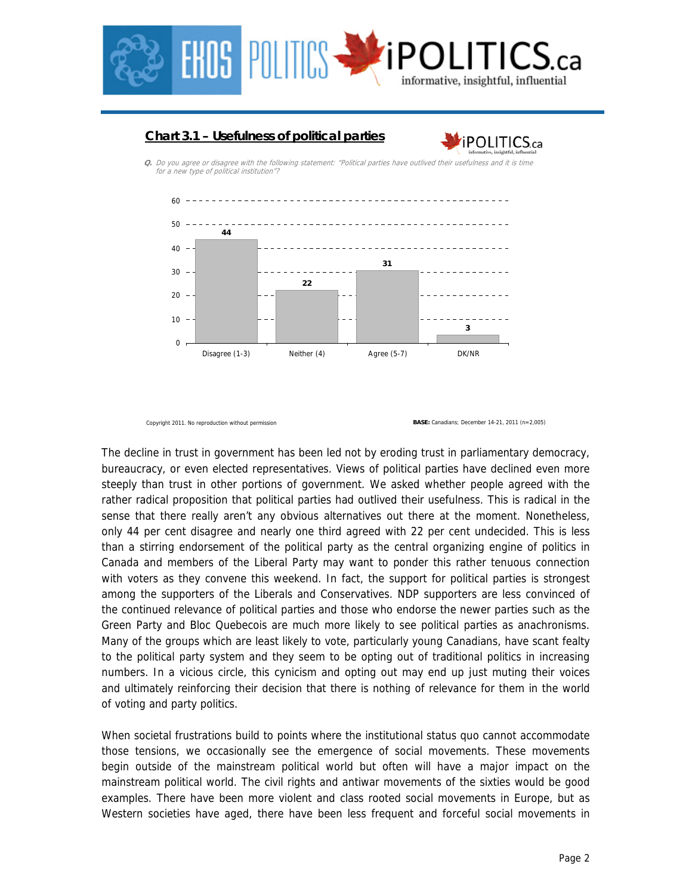## Chart 3.1 – Usefulness of political parties

*Q. Do you agree or disagree with the following statement: "Political parties have outlived their usefulness and it is time for a new type of political institution"?*

60
50
40
30
20
10
0

44
22
31
3

Disagree (1-3)
Neither (4)
Agree (5-7)
DK/NR

Copyright 2011. No reproduction without permission

**BASE:** Canadians; December 14-21, 2011 (n=2,005)

The decline in trust in government has been led not by eroding trust in parliamentary democracy, bureaucracy, or even elected representatives. Views of political parties have declined even more steeply than trust in other portions of government. We asked whether people agreed with the rather radical proposition that political parties had outlived their usefulness. This is radical in the sense that there really aren't any obvious alternatives out there at the moment. Nonetheless, only 44 per cent disagree and nearly one third agreed with 22 per cent undecided. This is less than a stirring endorsement of the political party as the central organizing engine of politics in Canada and members of the Liberal Party may want to ponder this rather tenuous connection with voters as they convene this weekend. In fact, the support for political parties is strongest among the supporters of the Liberals and Conservatives. NDP supporters are less convinced of the continued relevance of political parties and those who endorse the newer parties such as the Green Party and Bloc Quebecois are much more likely to see political parties as anachronisms. Many of the groups which are least likely to vote, particularly young Canadians, have scant fealty to the political party system and they seem to be opting out of traditional politics in increasing numbers. In a vicious circle, this cynicism and opting out may end up just muting their voices and ultimately reinforcing their decision that there is nothing of relevance for them in the world of voting and party politics.

When societal frustrations build to points where the institutional status quo cannot accommodate those tensions, we occasionally see the emergence of social movements. These movements begin outside of the mainstream political world but often will have a major impact on the mainstream political world. The civil rights and antiwar movements of the sixties would be good examples. There have been more violent and class rooted social movements in Europe, but as Western societies have aged, there have been less frequent and forceful social movements in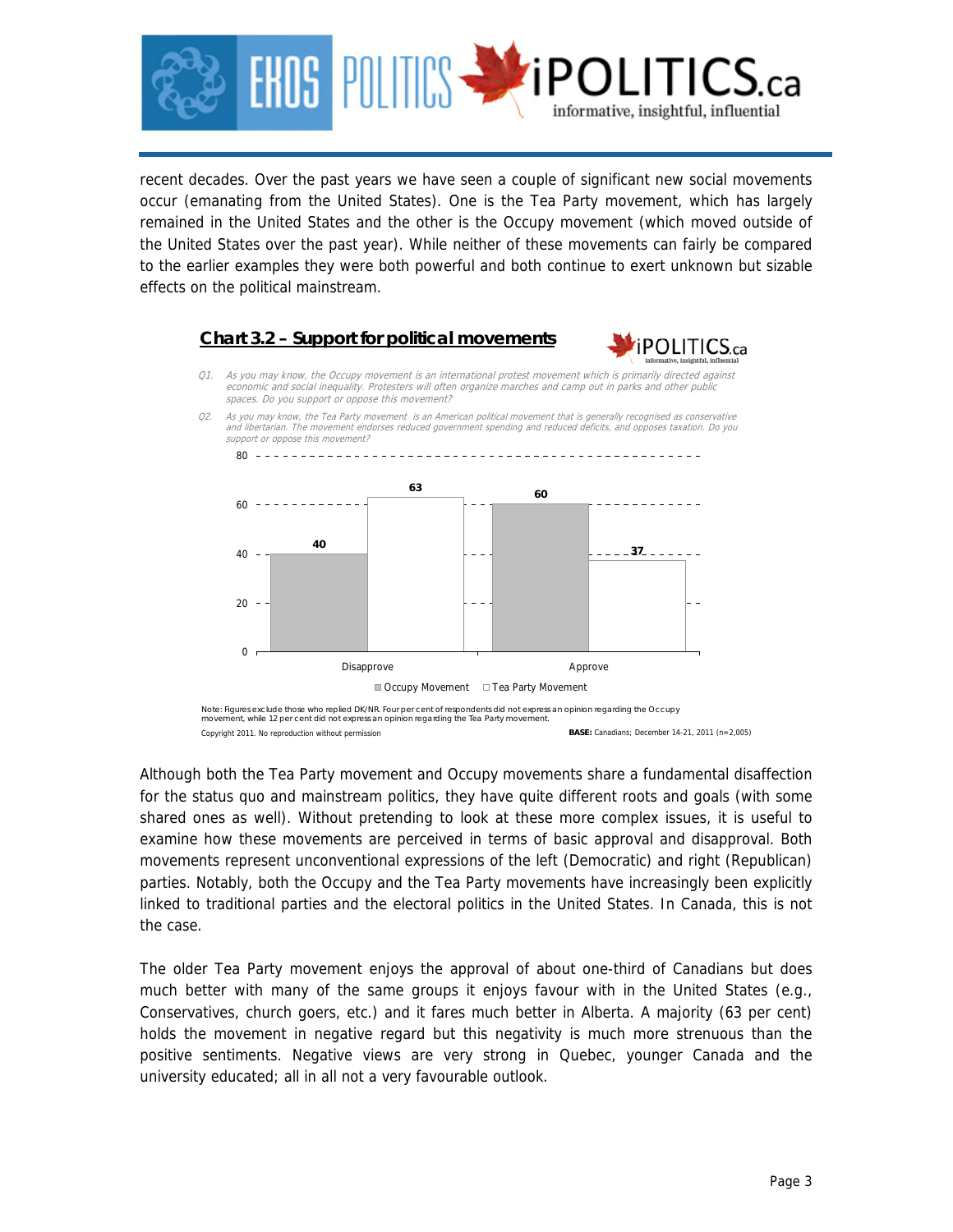recent decades. Over the past years we have seen a couple of significant new social movements occur (emanating from the United States). One is the Tea Party movement, which has largely remained in the United States and the other is the Occupy movement (which moved outside of the United States over the past year). While neither of these movements can fairly be compared to the earlier examples they were both powerful and both continue to exert unknown but sizable effects on the political mainstream.

## Chart 3.2 – Support for political movements

*Q1. As you may know, the Occupy movement is an international protest movement which is primarily directed against economic and social inequality. Protesters will often organize marches and camp out in parks and other public spaces. Do you support or oppose this movement?*

*Q2. As you may know, the Tea Party movement is an American political movement that is generally recognised as conservative and libertarian. The movement endorses reduced government spending and reduced deficits, and opposes taxation. Do you support or oppose this movement?*

80
60
40
20
0

40
63
60
37

Disapprove
Approve

Occupy Movement
Tea Party Movement

Note: Figures exclude those who replied DK/NR. Four per cent of respondents did not express an opinion regarding the Occupy movement, while 12 per cent did not express an opinion regarding the Tea Party movement.

Copyright 2011. No reproduction without permission

**BASE:** Canadians; December 14-21, 2011 (n=2,005)

Although both the Tea Party movement and Occupy movements share a fundamental disaffection for the status quo and mainstream politics, they have quite different roots and goals (with some shared ones as well). Without pretending to look at these more complex issues, it is useful to examine how these movements are perceived in terms of basic approval and disapproval. Both movements represent unconventional expressions of the left (Democratic) and right (Republican) parties. Notably, both the Occupy and the Tea Party movements have increasingly been explicitly linked to traditional parties and the electoral politics in the United States. In Canada, this is not the case.

The older Tea Party movement enjoys the approval of about one-third of Canadians but does much better with many of the same groups it enjoys favour with in the United States (e.g., Conservatives, church goers, etc.) and it fares much better in Alberta. A majority (63 per cent) holds the movement in negative regard but this negativity is much more strenuous than the positive sentiments. Negative views are very strong in Quebec, younger Canada and the university educated; all in all not a very favourable outlook.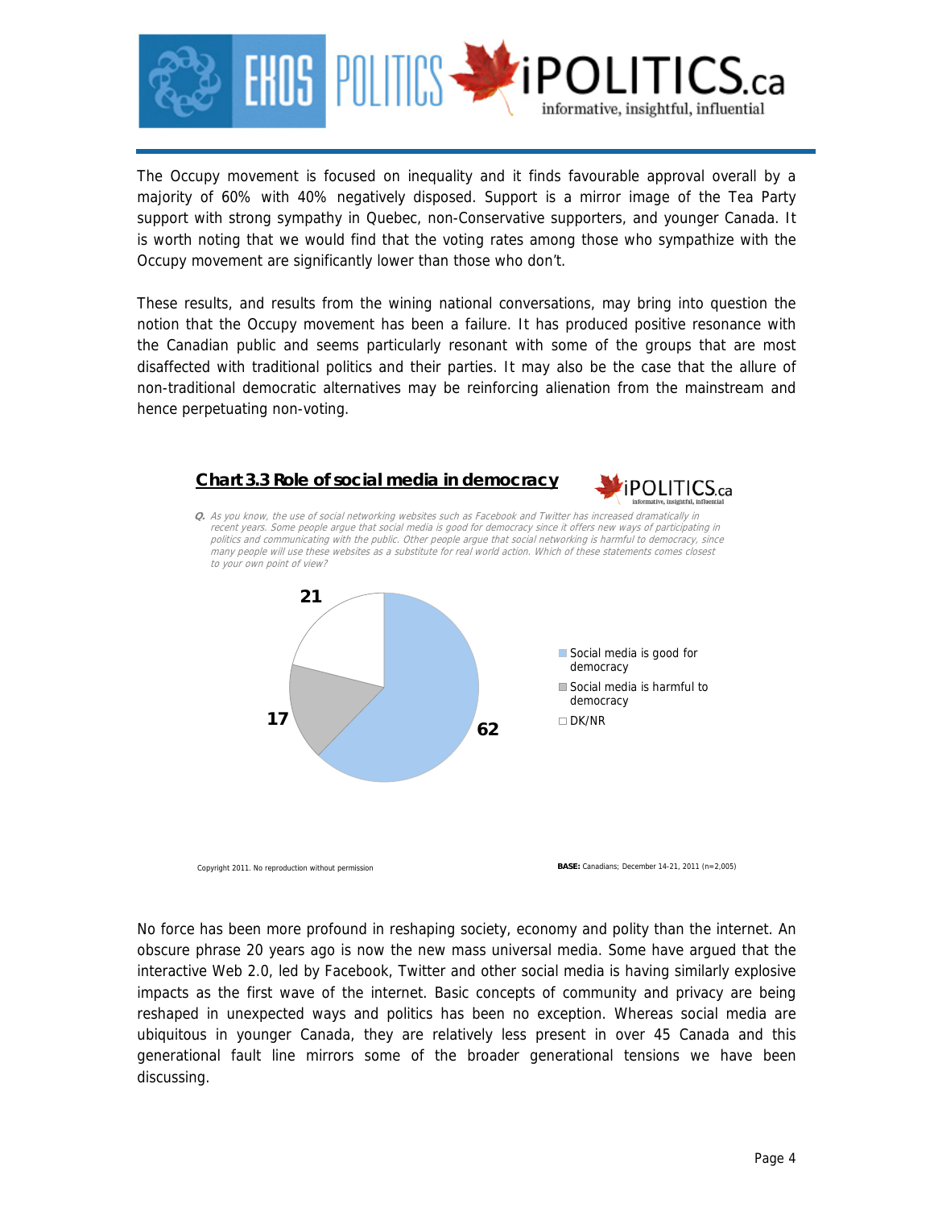The Occupy movement is focused on inequality and it finds favourable approval overall by a majority of 60% with 40% negatively disposed. Support is a mirror image of the Tea Party support with strong sympathy in Quebec, non-Conservative supporters, and younger Canada. It is worth noting that we would find that the voting rates among those who sympathize with the Occupy movement are significantly lower than those who don't.

These results, and results from the wining national conversations, may bring into question the notion that the Occupy movement has been a failure. It has produced positive resonance with the Canadian public and seems particularly resonant with some of the groups that are most disaffected with traditional politics and their parties. It may also be the case that the allure of non-traditional democratic alternatives may be reinforcing alienation from the mainstream and hence perpetuating non-voting.

**Chart 3.3 Role of social media in democracy**

*Q. As you know, the use of social networking websites such as Facebook and Twitter has increased dramatically in recent years. Some people argue that social media is good for democracy since it offers new ways of participating in politics and communicating with the public. Other people argue that social networking is harmful to democracy, since many people will use these websites as a substitute for real world action. Which of these statements comes closest to your own point of view?*

| Response | % |
|---|---|
| Social media is good for democracy | 62 |
| Social media is harmful to democracy | 17 |
| DK/NR | 21 |

Copyright 2011. No reproduction without permission

**BASE:** Canadians; December 14-21, 2011 (n=2,005)

No force has been more profound in reshaping society, economy and polity than the internet. An obscure phrase 20 years ago is now the new mass universal media. Some have argued that the interactive Web 2.0, led by Facebook, Twitter and other social media is having similarly explosive impacts as the first wave of the internet. Basic concepts of community and privacy are being reshaped in unexpected ways and politics has been no exception. Whereas social media are ubiquitous in younger Canada, they are relatively less present in over 45 Canada and this generational fault line mirrors some of the broader generational tensions we have been discussing.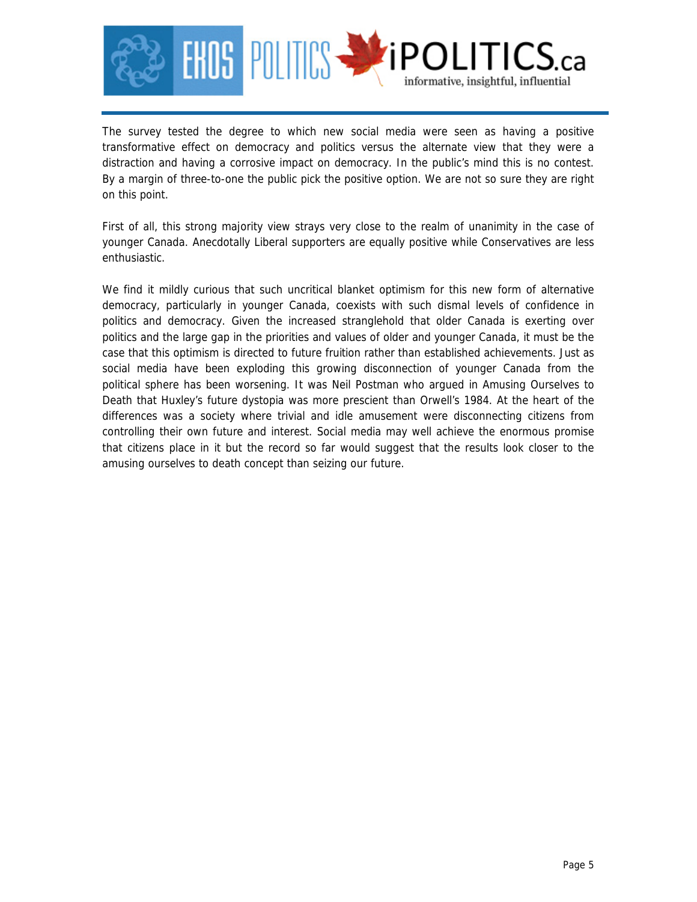The survey tested the degree to which new social media were seen as having a positive transformative effect on democracy and politics versus the alternate view that they were a distraction and having a corrosive impact on democracy. In the public's mind this is no contest. By a margin of three-to-one the public pick the positive option. We are not so sure they are right on this point.

First of all, this strong majority view strays very close to the realm of unanimity in the case of younger Canada. Anecdotally Liberal supporters are equally positive while Conservatives are less enthusiastic.

We find it mildly curious that such uncritical blanket optimism for this new form of alternative democracy, particularly in younger Canada, coexists with such dismal levels of confidence in politics and democracy. Given the increased stranglehold that older Canada is exerting over politics and the large gap in the priorities and values of older and younger Canada, it must be the case that this optimism is directed to future fruition rather than established achievements. Just as social media have been exploding this growing disconnection of younger Canada from the political sphere has been worsening. It was Neil Postman who argued in Amusing Ourselves to Death that Huxley's future dystopia was more prescient than Orwell's 1984. At the heart of the differences was a society where trivial and idle amusement were disconnecting citizens from controlling their own future and interest. Social media may well achieve the enormous promise that citizens place in it but the record so far would suggest that the results look closer to the amusing ourselves to death concept than seizing our future.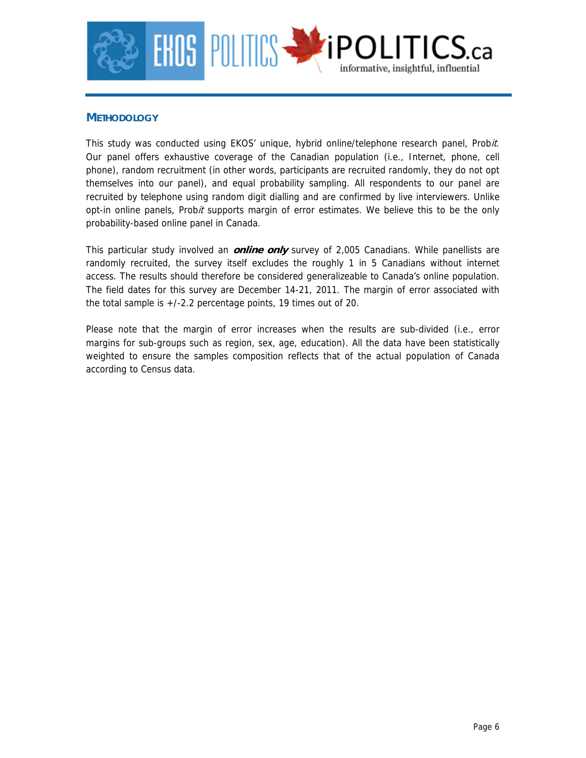## METHODOLOGY

This study was conducted using EKOS' unique, hybrid online/telephone research panel, Prob*it*. Our panel offers exhaustive coverage of the Canadian population (i.e., Internet, phone, cell phone), random recruitment (in other words, participants are recruited randomly, they do not opt themselves into our panel), and equal probability sampling. All respondents to our panel are recruited by telephone using random digit dialling and are confirmed by live interviewers. Unlike opt-in online panels, Prob*it* supports margin of error estimates. We believe this to be the only probability-based online panel in Canada.

This particular study involved an ***online only*** survey of 2,005 Canadians. While panellists are randomly recruited, the survey itself excludes the roughly 1 in 5 Canadians without internet access. The results should therefore be considered generalizeable to Canada's online population. The field dates for this survey are December 14-21, 2011. The margin of error associated with the total sample is +/-2.2 percentage points, 19 times out of 20.

Please note that the margin of error increases when the results are sub-divided (i.e., error margins for sub-groups such as region, sex, age, education). All the data have been statistically weighted to ensure the samples composition reflects that of the actual population of Canada according to Census data.